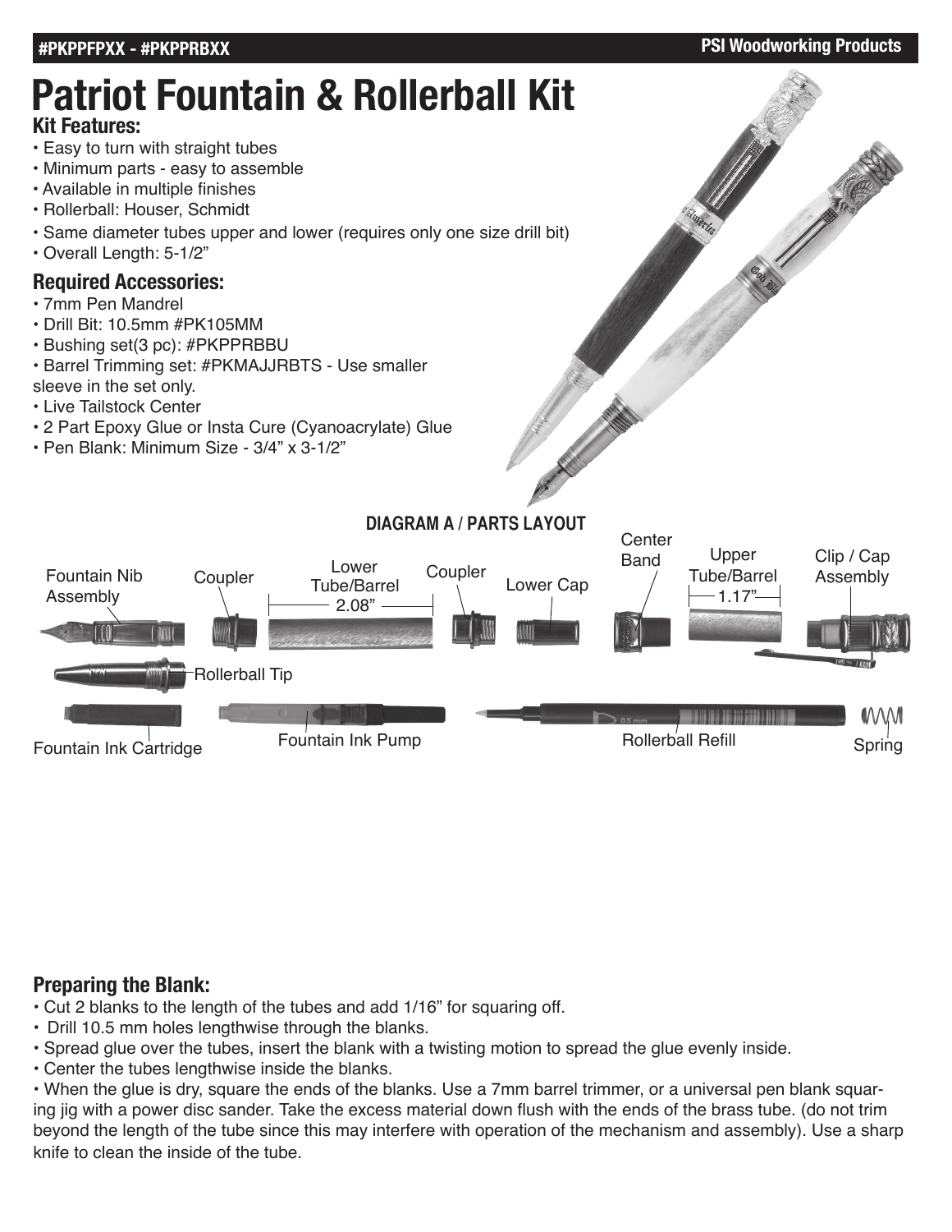# Patriot Fountain & Rollerball Kit

**#PKPPFPXX - #PKPPRBXX** — PSI Woodworking Products

### Kit Features:

- Easy to turn with straight tubes
- Minimum parts - easy to assemble
- Available in multiple finishes
- Rollerball: Houser, Schmidt
- Same diameter tubes upper and lower (requires only one size drill bit)
- Overall Length: 5-1/2"

### Required Accessories:

- 7mm Pen Mandrel
- Drill Bit: 10.5mm #PK105MM
- Bushing set(3 pc): #PKPPRBBU
- Barrel Trimming set: #PKMAJJRBTS - Use smaller sleeve in the set only.
- Live Tailstock Center
- 2 Part Epoxy Glue or Insta Cure (Cyanoacrylate) Glue
- Pen Blank: Minimum Size - 3/4" x 3-1/2"

**DIAGRAM A / PARTS LAYOUT**

Fountain Nib Assembly, Coupler, Lower Tube/Barrel 2.08", Coupler, Lower Cap, Center Band, Upper Tube/Barrel 1.17", Clip / Cap Assembly, Rollerball Tip, Fountain Ink Cartridge, Fountain Ink Pump, Rollerball Refill, Spring

### Preparing the Blank:

- Cut 2 blanks to the length of the tubes and add 1/16" for squaring off.
- Drill 10.5 mm holes lengthwise through the blanks.
- Spread glue over the tubes, insert the blank with a twisting motion to spread the glue evenly inside.
- Center the tubes lengthwise inside the blanks.
- When the glue is dry, square the ends of the blanks. Use a 7mm barrel trimmer, or a universal pen blank squaring jig with a power disc sander. Take the excess material down flush with the ends of the brass tube. (do not trim beyond the length of the tube since this may interfere with operation of the mechanism and assembly). Use a sharp knife to clean the inside of the tube.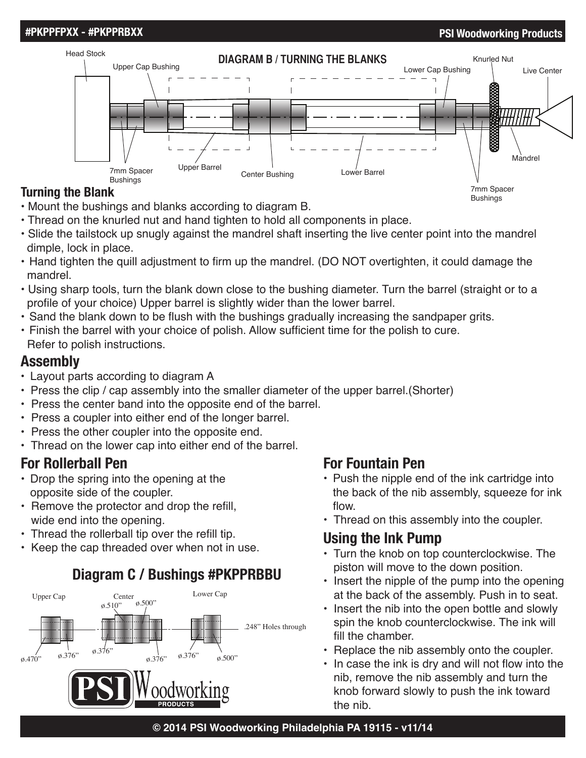## DIAGRAM B / TURNING THE BLANKS

Head Stock

Upper Cap Bushing

Knurled Nut

Lower Cap Bushing

Live Center

Mandrel

7mm Spacer Bushings

Upper Barrel

Center Bushing

Lower Barrel

7mm Spacer Bushings

## Turning the Blank

- Mount the bushings and blanks according to diagram B.
- Thread on the knurled nut and hand tighten to hold all components in place.
- Slide the tailstock up snugly against the mandrel shaft inserting the live center point into the mandrel dimple, lock in place.
- Hand tighten the quill adjustment to firm up the mandrel. (DO NOT overtighten, it could damage the mandrel.
- Using sharp tools, turn the blank down close to the bushing diameter. Turn the barrel (straight or to a profile of your choice) Upper barrel is slightly wider than the lower barrel.
- Sand the blank down to be flush with the bushings gradually increasing the sandpaper grits.
- Finish the barrel with your choice of polish. Allow sufficient time for the polish to cure. Refer to polish instructions.

## Assembly

- Layout parts according to diagram A
- Press the clip / cap assembly into the smaller diameter of the upper barrel.(Shorter)
- Press the center band into the opposite end of the barrel.
- Press a coupler into either end of the longer barrel.
- Press the other coupler into the opposite end.
- Thread on the lower cap into either end of the barrel.

## For Rollerball Pen

- Drop the spring into the opening at the opposite side of the coupler.
- Remove the protector and drop the refill, wide end into the opening.
- Thread the rollerball tip over the refill tip.
- Keep the cap threaded over when not in use.

## Diagram C / Bushings #PKPPRBBU

Upper Cap

Center

Lower Cap

ø.510"

ø.500"

.248" Holes through

ø.470"

ø.376"

ø.376"

ø.376"

ø.376"

ø.500"

## For Fountain Pen

- Push the nipple end of the ink cartridge into the back of the nib assembly, squeeze for ink flow.
- Thread on this assembly into the coupler.

## Using the Ink Pump

- Turn the knob on top counterclockwise. The piston will move to the down position.
- Insert the nipple of the pump into the opening at the back of the assembly. Push in to seat.
- Insert the nib into the open bottle and slowly spin the knob counterclockwise. The ink will fill the chamber.
- Replace the nib assembly onto the coupler.
- In case the ink is dry and will not flow into the nib, remove the nib assembly and turn the knob forward slowly to push the ink toward the nib.

© 2014 PSI Woodworking Philadelphia PA 19115 - v11/14